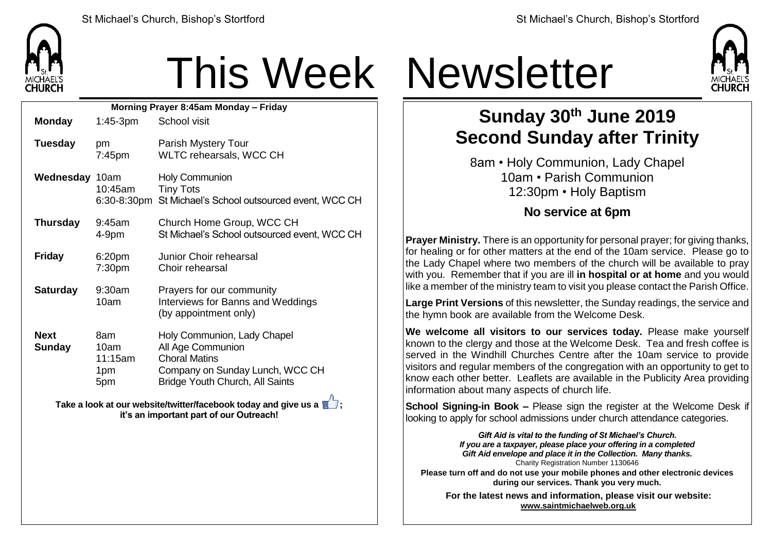# This Week Newsletter

**Morning Prayer 8:45am Monday – Friday**

| | | |
|---|---|---|
| **Monday** | 1:45-3pm | School visit |
| **Tuesday** | pm | Parish Mystery Tour |
| | 7:45pm | WLTC rehearsals, WCC CH |
| **Wednesday** | 10am | Holy Communion |
| | 10:45am | Tiny Tots |
| | 6:30-8:30pm | St Michael's School outsourced event, WCC CH |
| **Thursday** | 9:45am | Church Home Group, WCC CH |
| | 4-9pm | St Michael's School outsourced event, WCC CH |
| **Friday** | 6:20pm | Junior Choir rehearsal |
| | 7:30pm | Choir rehearsal |
| **Saturday** | 9:30am | Prayers for our community |
| | 10am | Interviews for Banns and Weddings (by appointment only) |
| **Next Sunday** | 8am | Holy Communion, Lady Chapel |
| | 10am | All Age Communion |
| | 11:15am | Choral Matins |
| | 1pm | Company on Sunday Lunch, WCC CH |
| | 5pm | Bridge Youth Church, All Saints |

**Take a look at our website/twitter/facebook today and give us a 👍; it's an important part of our Outreach!**

## Sunday 30th June 2019
## Second Sunday after Trinity

8am • Holy Communion, Lady Chapel
10am • Parish Communion
12:30pm • Holy Baptism

**No service at 6pm**

**Prayer Ministry.** There is an opportunity for personal prayer; for giving thanks, for healing or for other matters at the end of the 10am service. Please go to the Lady Chapel where two members of the church will be available to pray with you. Remember that if you are ill **in hospital or at home** and you would like a member of the ministry team to visit you please contact the Parish Office.

**Large Print Versions** of this newsletter, the Sunday readings, the service and the hymn book are available from the Welcome Desk.

**We welcome all visitors to our services today.** Please make yourself known to the clergy and those at the Welcome Desk. Tea and fresh coffee is served in the Windhill Churches Centre after the 10am service to provide visitors and regular members of the congregation with an opportunity to get to know each other better. Leaflets are available in the Publicity Area providing information about many aspects of church life.

**School Signing-in Book –** Please sign the register at the Welcome Desk if looking to apply for school admissions under church attendance categories.

***Gift Aid is vital to the funding of St Michael's Church. If you are a taxpayer, please place your offering in a completed Gift Aid envelope and place it in the Collection. Many thanks.***
Charity Registration Number 1130646

**Please turn off and do not use your mobile phones and other electronic devices during our services. Thank you very much.**

**For the latest news and information, please visit our website: www.saintmichaelweb.org.uk**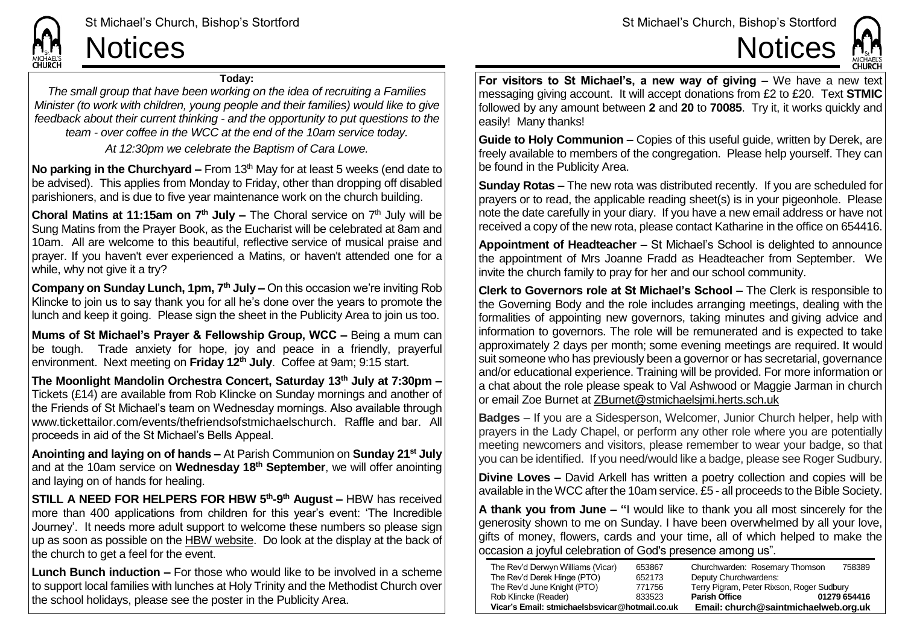# Notices

**Today:**

*The small group that have been working on the idea of recruiting a Families Minister (to work with children, young people and their families) would like to give feedback about their current thinking - and the opportunity to put questions to the team - over coffee in the WCC at the end of the 10am service today.*

*At 12:30pm we celebrate the Baptism of Cara Lowe.*

**No parking in the Churchyard –** From 13th May for at least 5 weeks (end date to be advised). This applies from Monday to Friday, other than dropping off disabled parishioners, and is due to five year maintenance work on the church building.

**Choral Matins at 11:15am on 7th July –** The Choral service on 7th July will be Sung Matins from the Prayer Book, as the Eucharist will be celebrated at 8am and 10am. All are welcome to this beautiful, reflective service of musical praise and prayer. If you haven't ever experienced a Matins, or haven't attended one for a while, why not give it a try?

**Company on Sunday Lunch, 1pm, 7th July –** On this occasion we're inviting Rob Klincke to join us to say thank you for all he's done over the years to promote the lunch and keep it going. Please sign the sheet in the Publicity Area to join us too.

**Mums of St Michael's Prayer & Fellowship Group, WCC –** Being a mum can be tough. Trade anxiety for hope, joy and peace in a friendly, prayerful environment. Next meeting on **Friday 12th July**. Coffee at 9am; 9:15 start.

**The Moonlight Mandolin Orchestra Concert, Saturday 13th July at 7:30pm –** Tickets (£14) are available from Rob Klincke on Sunday mornings and another of the Friends of St Michael's team on Wednesday mornings. Also available through www.tickettailor.com/events/thefriendsofstmichaelschurch. Raffle and bar. All proceeds in aid of the St Michael's Bells Appeal.

**Anointing and laying on of hands –** At Parish Communion on **Sunday 21st July** and at the 10am service on **Wednesday 18th September**, we will offer anointing and laying on of hands for healing.

**STILL A NEED FOR HELPERS FOR HBW 5th-9th August –** HBW has received more than 400 applications from children for this year's event: 'The Incredible Journey'. It needs more adult support to welcome these numbers so please sign up as soon as possible on the HBW website. Do look at the display at the back of the church to get a feel for the event.

**Lunch Bunch induction –** For those who would like to be involved in a scheme to support local families with lunches at Holy Trinity and the Methodist Church over the school holidays, please see the poster in the Publicity Area.

**For visitors to St Michael's, a new way of giving –** We have a new text messaging giving account. It will accept donations from £2 to £20. Text **STMIC** followed by any amount between **2** and **20** to **70085**. Try it, it works quickly and easily! Many thanks!

**Guide to Holy Communion –** Copies of this useful guide, written by Derek, are freely available to members of the congregation. Please help yourself. They can be found in the Publicity Area.

**Sunday Rotas –** The new rota was distributed recently. If you are scheduled for prayers or to read, the applicable reading sheet(s) is in your pigeonhole. Please note the date carefully in your diary. If you have a new email address or have not received a copy of the new rota, please contact Katharine in the office on 654416.

**Appointment of Headteacher –** St Michael's School is delighted to announce the appointment of Mrs Joanne Fradd as Headteacher from September. We invite the church family to pray for her and our school community.

**Clerk to Governors role at St Michael's School –** The Clerk is responsible to the Governing Body and the role includes arranging meetings, dealing with the formalities of appointing new governors, taking minutes and giving advice and information to governors. The role will be remunerated and is expected to take approximately 2 days per month; some evening meetings are required. It would suit someone who has previously been a governor or has secretarial, governance and/or educational experience. Training will be provided. For more information or a chat about the role please speak to Val Ashwood or Maggie Jarman in church or email Zoe Burnet at ZBurnet@stmichaelsjmi.herts.sch.uk

**Badges** – If you are a Sidesperson, Welcomer, Junior Church helper, help with prayers in the Lady Chapel, or perform any other role where you are potentially meeting newcomers and visitors, please remember to wear your badge, so that you can be identified. If you need/would like a badge, please see Roger Sudbury.

**Divine Loves –** David Arkell has written a poetry collection and copies will be available in the WCC after the 10am service. £5 - all proceeds to the Bible Society.

**A thank you from June – "**I would like to thank you all most sincerely for the generosity shown to me on Sunday. I have been overwhelmed by all your love, gifts of money, flowers, cards and your time, all of which helped to make the occasion a joyful celebration of God's presence among us".

| | | | |
|---|---|---|---|
| The Rev'd Derwyn Williams (Vicar) | 653867 | Churchwarden: Rosemary Thomson | 758389 |
| The Rev'd Derek Hinge (PTO) | 652173 | Deputy Churchwardens: | |
| The Rev'd June Knight (PTO) | 771756 | Terry Pigram, Peter Rixson, Roger Sudbury | |
| Rob Klincke (Reader) | 833523 | **Parish Office** | **01279 654416** |
| **Vicar's Email: stmichaelsbsvicar@hotmail.co.uk** | | **Email: church@saintmichaelweb.org.uk** | |